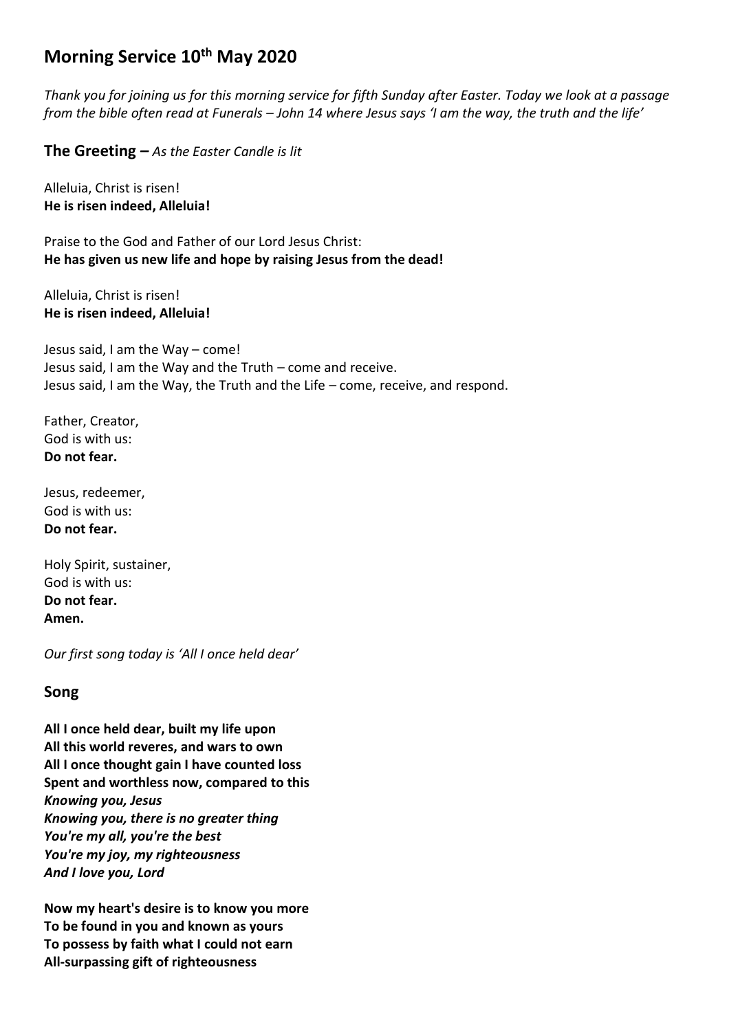# Morning Service 10th May 2020

*Thank you for joining us for this morning service for fifth Sunday after Easter. Today we look at a passage from the bible often read at Funerals – John 14 where Jesus says 'I am the way, the truth and the life'*

**The Greeting –** *As the Easter Candle is lit*

Alleluia, Christ is risen!
**He is risen indeed, Alleluia!**

Praise to the God and Father of our Lord Jesus Christ:
**He has given us new life and hope by raising Jesus from the dead!**

Alleluia, Christ is risen!
**He is risen indeed, Alleluia!**

Jesus said, I am the Way – come!
Jesus said, I am the Way and the Truth – come and receive.
Jesus said, I am the Way, the Truth and the Life – come, receive, and respond.

Father, Creator,
God is with us:
**Do not fear.**

Jesus, redeemer,
God is with us:
**Do not fear.**

Holy Spirit, sustainer,
God is with us:
**Do not fear.**
**Amen.**

*Our first song today is 'All I once held dear'*

## Song

**All I once held dear, built my life upon**
**All this world reveres, and wars to own**
**All I once thought gain I have counted loss**
**Spent and worthless now, compared to this**
***Knowing you, Jesus***
***Knowing you, there is no greater thing***
***You're my all, you're the best***
***You're my joy, my righteousness***
***And I love you, Lord***

**Now my heart's desire is to know you more**
**To be found in you and known as yours**
**To possess by faith what I could not earn**
**All-surpassing gift of righteousness**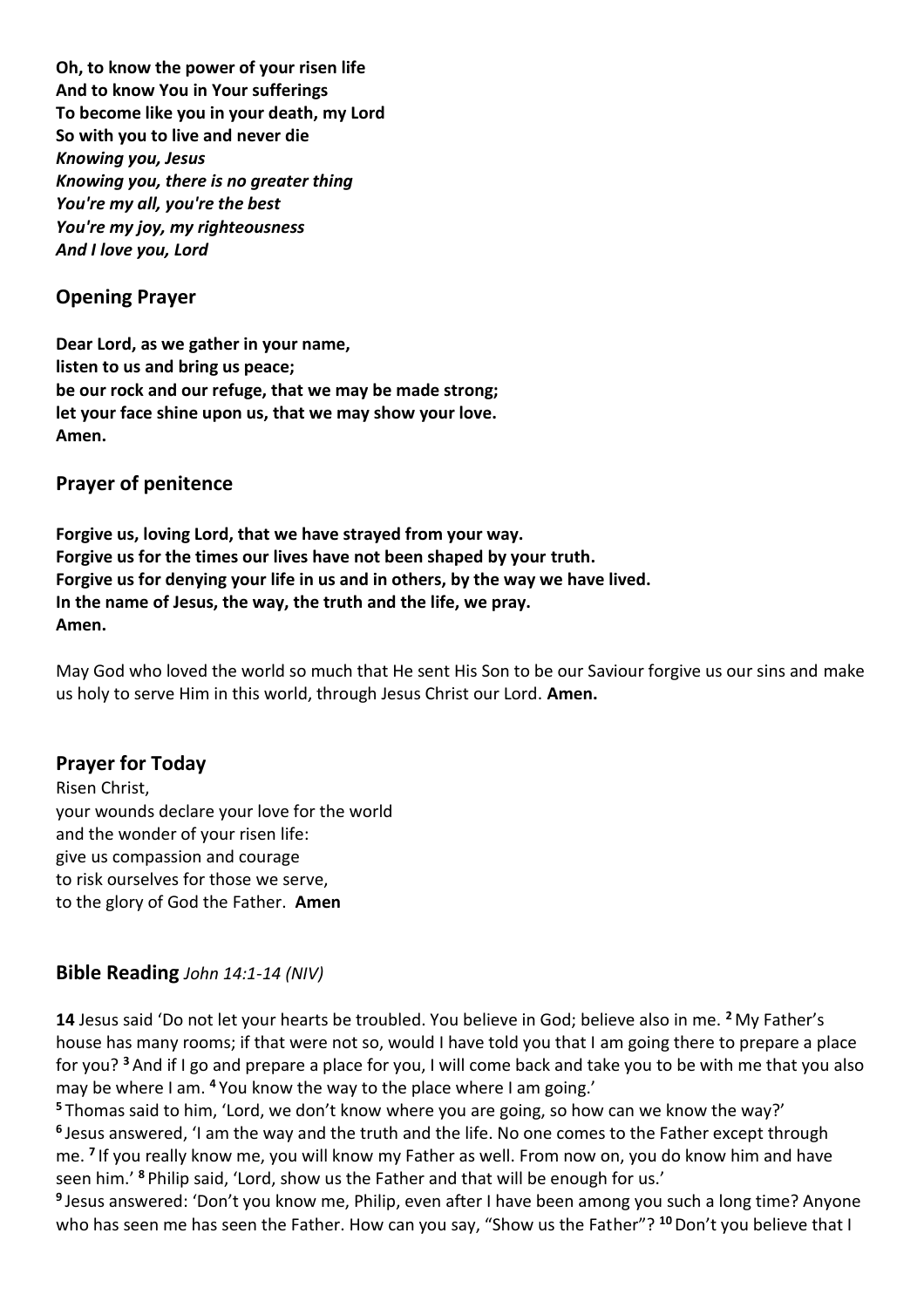**Oh, to know the power of your risen life**
**And to know You in Your sufferings**
**To become like you in your death, my Lord**
**So with you to live and never die**
***Knowing you, Jesus***
***Knowing you, there is no greater thing***
***You're my all, you're the best***
***You're my joy, my righteousness***
***And I love you, Lord***

## Opening Prayer

**Dear Lord, as we gather in your name,**
**listen to us and bring us peace;**
**be our rock and our refuge, that we may be made strong;**
**let your face shine upon us, that we may show your love.**
**Amen.**

## Prayer of penitence

**Forgive us, loving Lord, that we have strayed from your way.**
**Forgive us for the times our lives have not been shaped by your truth.**
**Forgive us for denying your life in us and in others, by the way we have lived.**
**In the name of Jesus, the way, the truth and the life, we pray.**
**Amen.**

May God who loved the world so much that He sent His Son to be our Saviour forgive us our sins and make us holy to serve Him in this world, through Jesus Christ our Lord. **Amen.**

## Prayer for Today

Risen Christ,
your wounds declare your love for the world
and the wonder of your risen life:
give us compassion and courage
to risk ourselves for those we serve,
to the glory of God the Father. **Amen**

## Bible Reading *John 14:1-14 (NIV)*

**14** Jesus said 'Do not let your hearts be troubled. You believe in God; believe also in me. **2** My Father's house has many rooms; if that were not so, would I have told you that I am going there to prepare a place for you? **3** And if I go and prepare a place for you, I will come back and take you to be with me that you also may be where I am. **4** You know the way to the place where I am going.'
**5** Thomas said to him, 'Lord, we don't know where you are going, so how can we know the way?'
**6** Jesus answered, 'I am the way and the truth and the life. No one comes to the Father except through me. **7** If you really know me, you will know my Father as well. From now on, you do know him and have seen him.' **8** Philip said, 'Lord, show us the Father and that will be enough for us.'
**9** Jesus answered: 'Don't you know me, Philip, even after I have been among you such a long time? Anyone who has seen me has seen the Father. How can you say, "Show us the Father"? **10** Don't you believe that I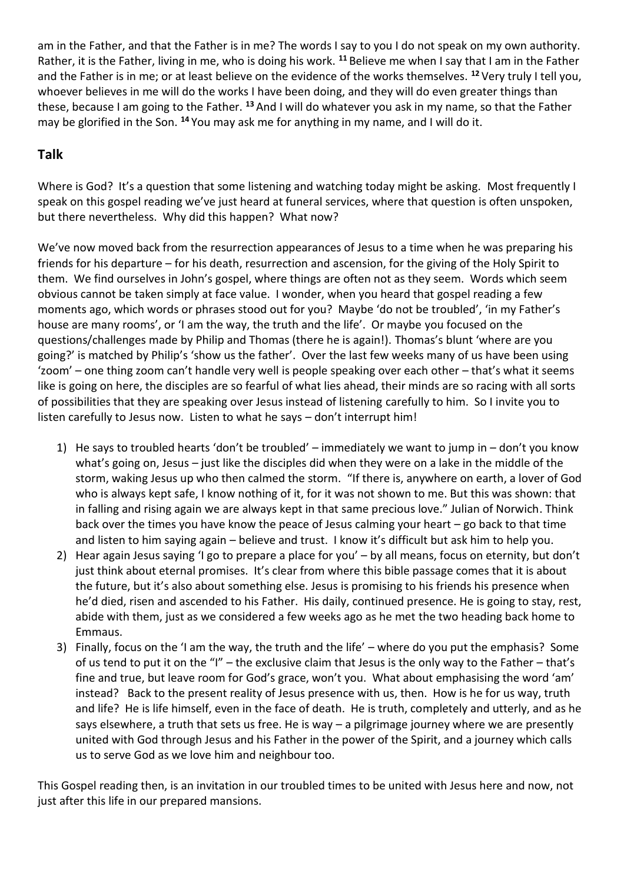am in the Father, and that the Father is in me? The words I say to you I do not speak on my own authority. Rather, it is the Father, living in me, who is doing his work. [11] Believe me when I say that I am in the Father and the Father is in me; or at least believe on the evidence of the works themselves. [12] Very truly I tell you, whoever believes in me will do the works I have been doing, and they will do even greater things than these, because I am going to the Father. [13] And I will do whatever you ask in my name, so that the Father may be glorified in the Son. [14] You may ask me for anything in my name, and I will do it.

## Talk

Where is God? It's a question that some listening and watching today might be asking. Most frequently I speak on this gospel reading we've just heard at funeral services, where that question is often unspoken, but there nevertheless. Why did this happen? What now?

We've now moved back from the resurrection appearances of Jesus to a time when he was preparing his friends for his departure – for his death, resurrection and ascension, for the giving of the Holy Spirit to them. We find ourselves in John's gospel, where things are often not as they seem. Words which seem obvious cannot be taken simply at face value. I wonder, when you heard that gospel reading a few moments ago, which words or phrases stood out for you? Maybe 'do not be troubled', 'in my Father's house are many rooms', or 'I am the way, the truth and the life'. Or maybe you focused on the questions/challenges made by Philip and Thomas (there he is again!). Thomas's blunt 'where are you going?' is matched by Philip's 'show us the father'. Over the last few weeks many of us have been using 'zoom' – one thing zoom can't handle very well is people speaking over each other – that's what it seems like is going on here, the disciples are so fearful of what lies ahead, their minds are so racing with all sorts of possibilities that they are speaking over Jesus instead of listening carefully to him. So I invite you to listen carefully to Jesus now. Listen to what he says – don't interrupt him!

1) He says to troubled hearts 'don't be troubled' – immediately we want to jump in – don't you know what's going on, Jesus – just like the disciples did when they were on a lake in the middle of the storm, waking Jesus up who then calmed the storm. "If there is, anywhere on earth, a lover of God who is always kept safe, I know nothing of it, for it was not shown to me. But this was shown: that in falling and rising again we are always kept in that same precious love." Julian of Norwich. Think back over the times you have know the peace of Jesus calming your heart – go back to that time and listen to him saying again – believe and trust. I know it's difficult but ask him to help you.
2) Hear again Jesus saying 'I go to prepare a place for you' – by all means, focus on eternity, but don't just think about eternal promises. It's clear from where this bible passage comes that it is about the future, but it's also about something else. Jesus is promising to his friends his presence when he'd died, risen and ascended to his Father. His daily, continued presence. He is going to stay, rest, abide with them, just as we considered a few weeks ago as he met the two heading back home to Emmaus.
3) Finally, focus on the 'I am the way, the truth and the life' – where do you put the emphasis? Some of us tend to put it on the "I" – the exclusive claim that Jesus is the only way to the Father – that's fine and true, but leave room for God's grace, won't you. What about emphasising the word 'am' instead? Back to the present reality of Jesus presence with us, then. How is he for us way, truth and life? He is life himself, even in the face of death. He is truth, completely and utterly, and as he says elsewhere, a truth that sets us free. He is way – a pilgrimage journey where we are presently united with God through Jesus and his Father in the power of the Spirit, and a journey which calls us to serve God as we love him and neighbour too.

This Gospel reading then, is an invitation in our troubled times to be united with Jesus here and now, not just after this life in our prepared mansions.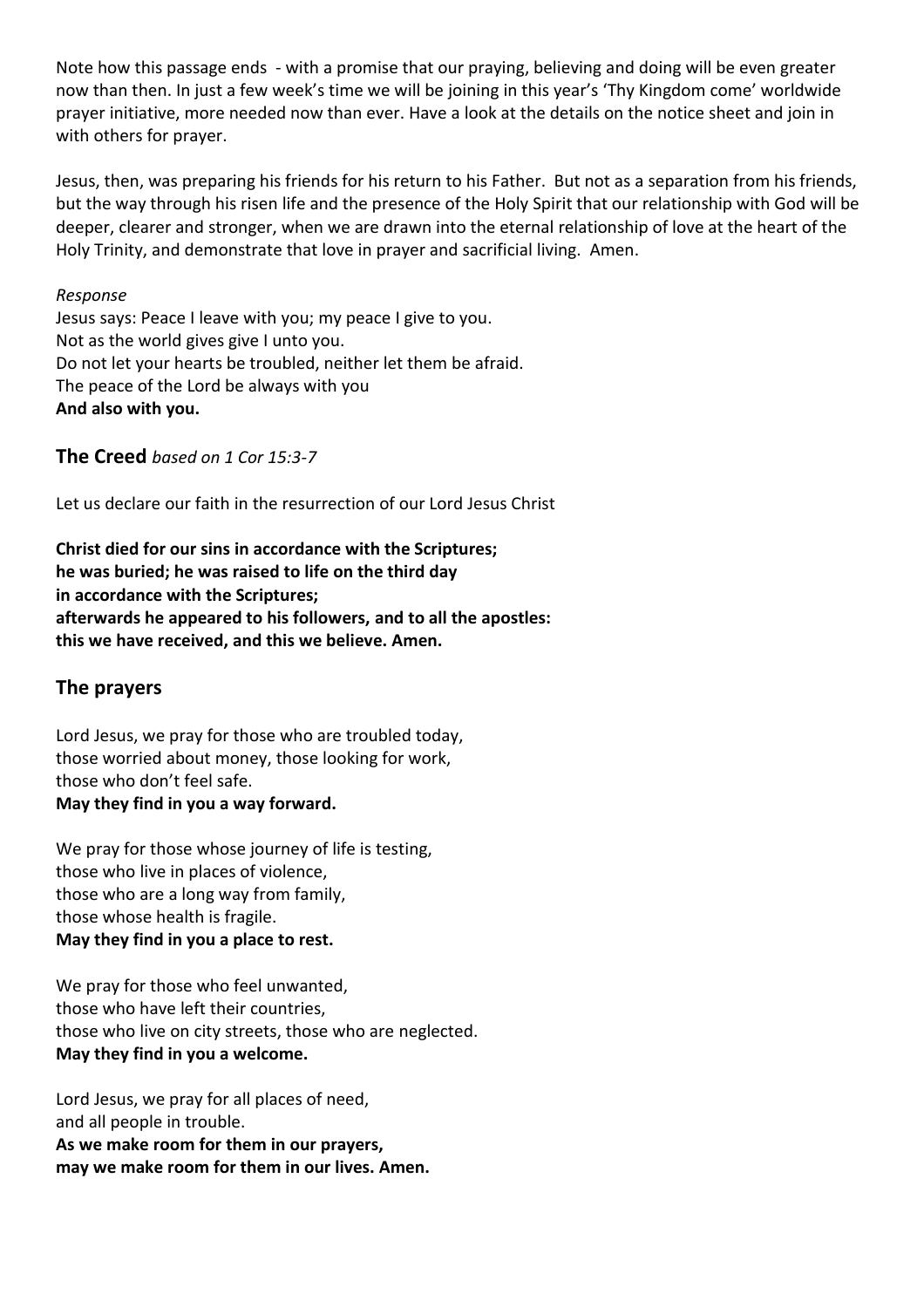Note how this passage ends - with a promise that our praying, believing and doing will be even greater now than then. In just a few week's time we will be joining in this year's 'Thy Kingdom come' worldwide prayer initiative, more needed now than ever. Have a look at the details on the notice sheet and join in with others for prayer.

Jesus, then, was preparing his friends for his return to his Father. But not as a separation from his friends, but the way through his risen life and the presence of the Holy Spirit that our relationship with God will be deeper, clearer and stronger, when we are drawn into the eternal relationship of love at the heart of the Holy Trinity, and demonstrate that love in prayer and sacrificial living. Amen.

*Response*

Jesus says: Peace I leave with you; my peace I give to you.
Not as the world gives give I unto you.
Do not let your hearts be troubled, neither let them be afraid.
The peace of the Lord be always with you
**And also with you.**

## The Creed *based on 1 Cor 15:3-7*

Let us declare our faith in the resurrection of our Lord Jesus Christ

**Christ died for our sins in accordance with the Scriptures;**
**he was buried; he was raised to life on the third day**
**in accordance with the Scriptures;**
**afterwards he appeared to his followers, and to all the apostles:**
**this we have received, and this we believe. Amen.**

## The prayers

Lord Jesus, we pray for those who are troubled today,
those worried about money, those looking for work,
those who don't feel safe.
**May they find in you a way forward.**

We pray for those whose journey of life is testing,
those who live in places of violence,
those who are a long way from family,
those whose health is fragile.
**May they find in you a place to rest.**

We pray for those who feel unwanted,
those who have left their countries,
those who live on city streets, those who are neglected.
**May they find in you a welcome.**

Lord Jesus, we pray for all places of need,
and all people in trouble.
**As we make room for them in our prayers,**
**may we make room for them in our lives. Amen.**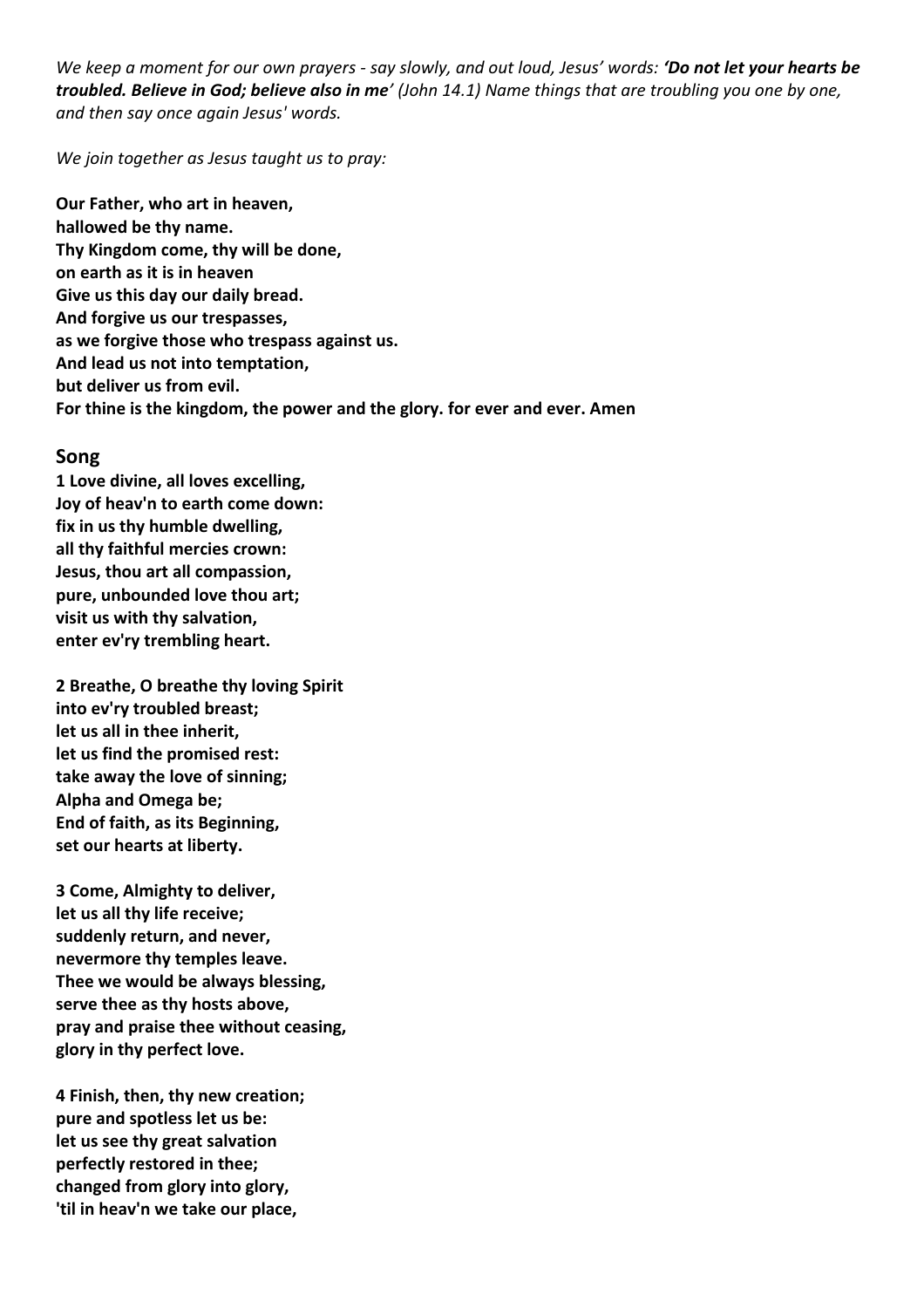*We keep a moment for our own prayers - say slowly, and out loud, Jesus' words:* ***'Do not let your hearts be troubled. Believe in God; believe also in me'*** *(John 14.1) Name things that are troubling you one by one, and then say once again Jesus' words.*

*We join together as Jesus taught us to pray:*

**Our Father, who art in heaven,**
**hallowed be thy name.**
**Thy Kingdom come, thy will be done,**
**on earth as it is in heaven**
**Give us this day our daily bread.**
**And forgive us our trespasses,**
**as we forgive those who trespass against us.**
**And lead us not into temptation,**
**but deliver us from evil.**
**For thine is the kingdom, the power and the glory. for ever and ever. Amen**

## Song

**1 Love divine, all loves excelling,**
**Joy of heav'n to earth come down:**
**fix in us thy humble dwelling,**
**all thy faithful mercies crown:**
**Jesus, thou art all compassion,**
**pure, unbounded love thou art;**
**visit us with thy salvation,**
**enter ev'ry trembling heart.**

**2 Breathe, O breathe thy loving Spirit**
**into ev'ry troubled breast;**
**let us all in thee inherit,**
**let us find the promised rest:**
**take away the love of sinning;**
**Alpha and Omega be;**
**End of faith, as its Beginning,**
**set our hearts at liberty.**

**3 Come, Almighty to deliver,**
**let us all thy life receive;**
**suddenly return, and never,**
**nevermore thy temples leave.**
**Thee we would be always blessing,**
**serve thee as thy hosts above,**
**pray and praise thee without ceasing,**
**glory in thy perfect love.**

**4 Finish, then, thy new creation;**
**pure and spotless let us be:**
**let us see thy great salvation**
**perfectly restored in thee;**
**changed from glory into glory,**
**'til in heav'n we take our place,**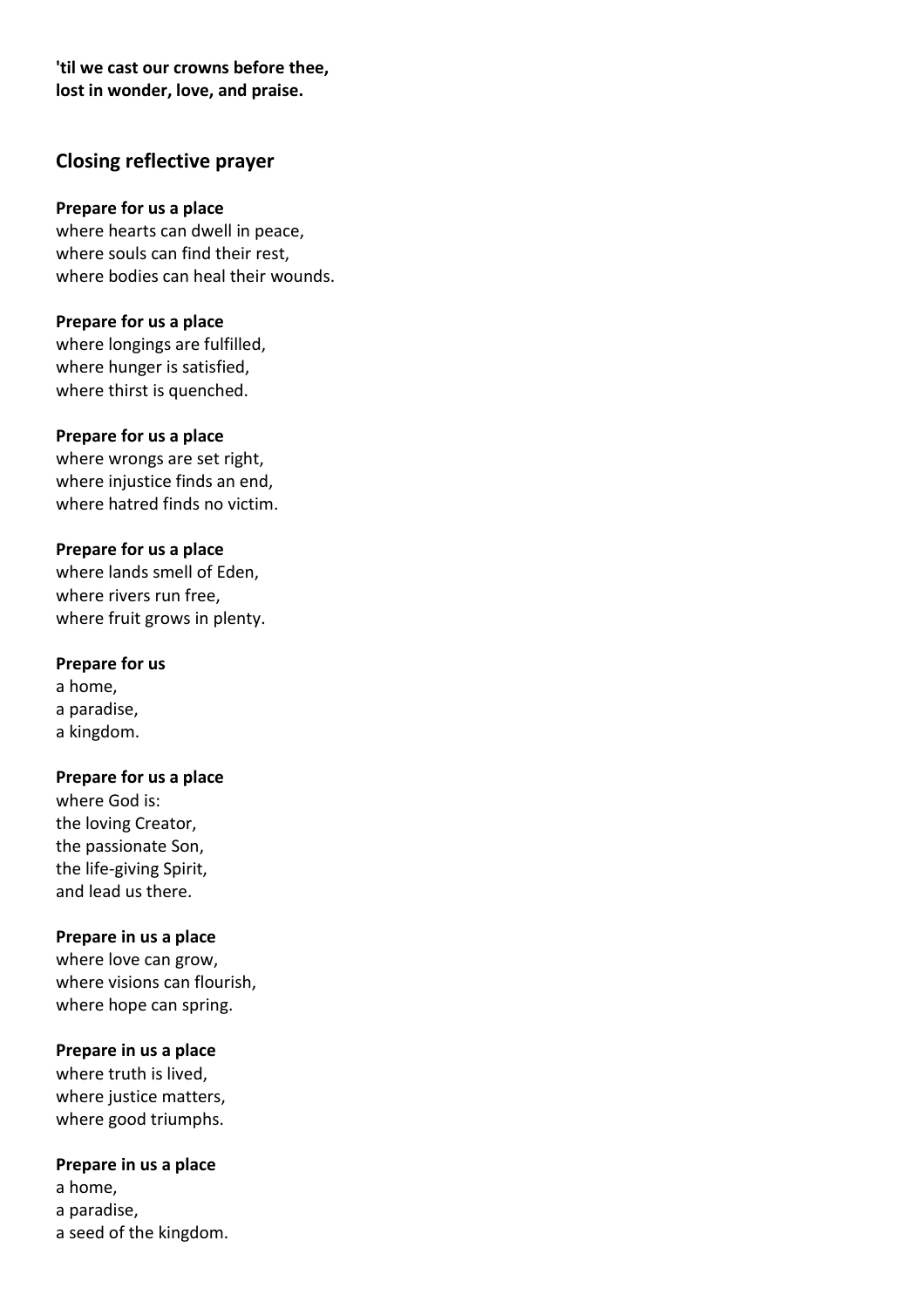**'til we cast our crowns before thee,**
**lost in wonder, love, and praise.**

## Closing reflective prayer

**Prepare for us a place**
where hearts can dwell in peace,
where souls can find their rest,
where bodies can heal their wounds.

**Prepare for us a place**
where longings are fulfilled,
where hunger is satisfied,
where thirst is quenched.

**Prepare for us a place**
where wrongs are set right,
where injustice finds an end,
where hatred finds no victim.

**Prepare for us a place**
where lands smell of Eden,
where rivers run free,
where fruit grows in plenty.

**Prepare for us**
a home,
a paradise,
a kingdom.

**Prepare for us a place**
where God is:
the loving Creator,
the passionate Son,
the life-giving Spirit,
and lead us there.

**Prepare in us a place**
where love can grow,
where visions can flourish,
where hope can spring.

**Prepare in us a place**
where truth is lived,
where justice matters,
where good triumphs.

**Prepare in us a place**
a home,
a paradise,
a seed of the kingdom.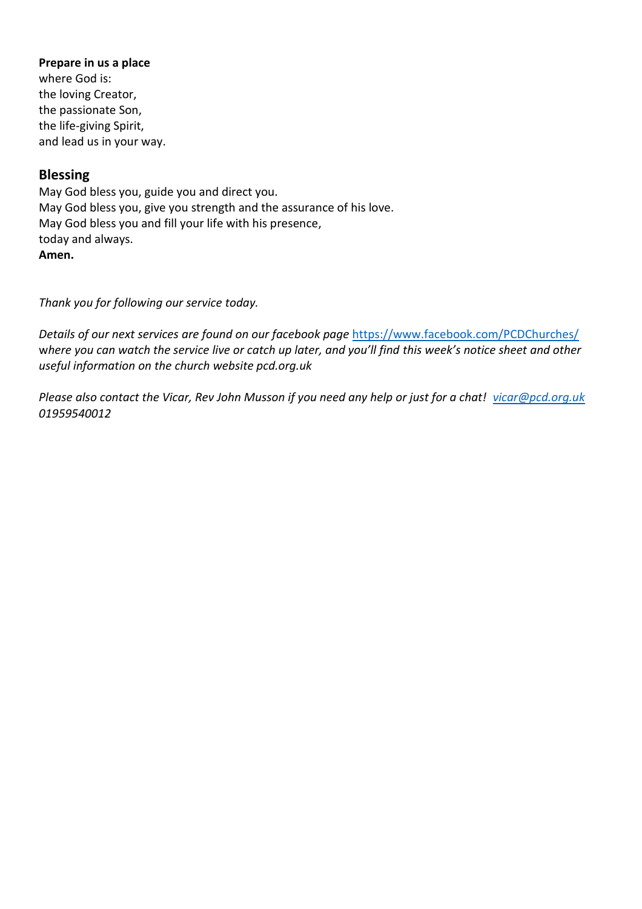**Prepare in us a place**
where God is:
the loving Creator,
the passionate Son,
the life-giving Spirit,
and lead us in your way.

## Blessing

May God bless you, guide you and direct you.
May God bless you, give you strength and the assurance of his love.
May God bless you and fill your life with his presence,
today and always.
**Amen.**

*Thank you for following our service today.*

*Details of our next services are found on our facebook page* https://www.facebook.com/PCDChurches/ *where you can watch the service live or catch up later, and you'll find this week's notice sheet and other useful information on the church website pcd.org.uk*

*Please also contact the Vicar, Rev John Musson if you need any help or just for a chat! vicar@pcd.org.uk 01959540012*